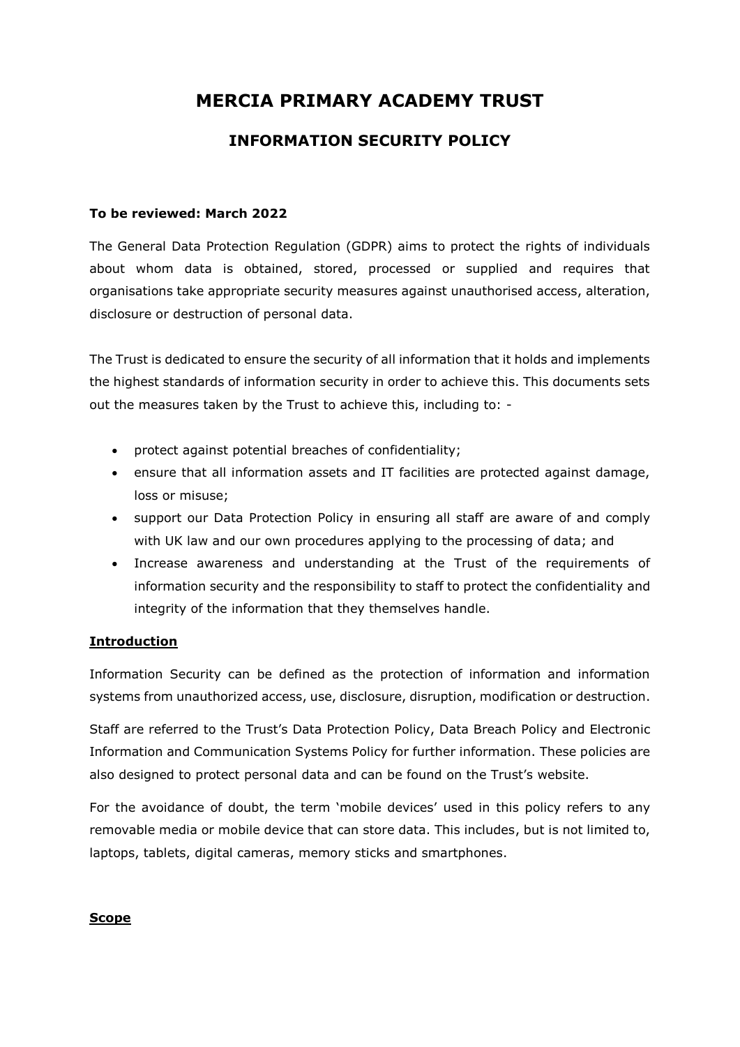# MERCIA PRIMARY ACADEMY TRUST

## INFORMATION SECURITY POLICY

**To be reviewed: March 2022**

The General Data Protection Regulation (GDPR) aims to protect the rights of individuals about whom data is obtained, stored, processed or supplied and requires that organisations take appropriate security measures against unauthorised access, alteration, disclosure or destruction of personal data.

The Trust is dedicated to ensure the security of all information that it holds and implements the highest standards of information security in order to achieve this. This documents sets out the measures taken by the Trust to achieve this, including to: -

- protect against potential breaches of confidentiality;
- ensure that all information assets and IT facilities are protected against damage, loss or misuse;
- support our Data Protection Policy in ensuring all staff are aware of and comply with UK law and our own procedures applying to the processing of data; and
- Increase awareness and understanding at the Trust of the requirements of information security and the responsibility to staff to protect the confidentiality and integrity of the information that they themselves handle.

**Introduction**

Information Security can be defined as the protection of information and information systems from unauthorized access, use, disclosure, disruption, modification or destruction.

Staff are referred to the Trust's Data Protection Policy, Data Breach Policy and Electronic Information and Communication Systems Policy for further information. These policies are also designed to protect personal data and can be found on the Trust's website.

For the avoidance of doubt, the term 'mobile devices' used in this policy refers to any removable media or mobile device that can store data. This includes, but is not limited to, laptops, tablets, digital cameras, memory sticks and smartphones.

**Scope**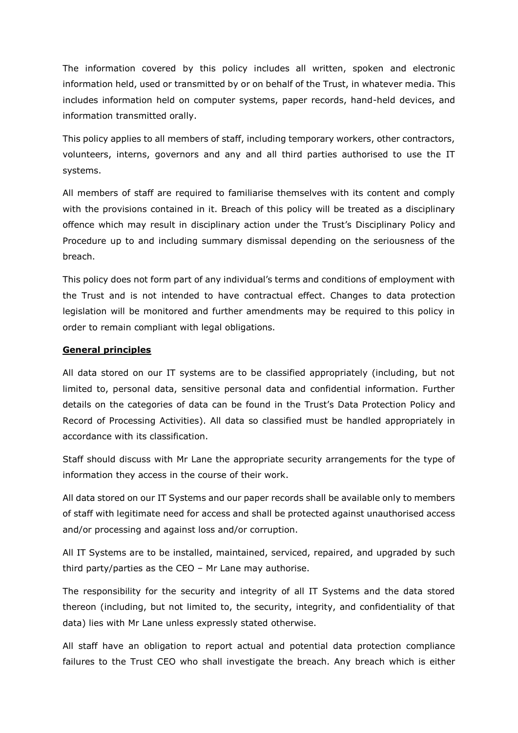The information covered by this policy includes all written, spoken and electronic information held, used or transmitted by or on behalf of the Trust, in whatever media. This includes information held on computer systems, paper records, hand-held devices, and information transmitted orally.

This policy applies to all members of staff, including temporary workers, other contractors, volunteers, interns, governors and any and all third parties authorised to use the IT systems.

All members of staff are required to familiarise themselves with its content and comply with the provisions contained in it. Breach of this policy will be treated as a disciplinary offence which may result in disciplinary action under the Trust's Disciplinary Policy and Procedure up to and including summary dismissal depending on the seriousness of the breach.

This policy does not form part of any individual's terms and conditions of employment with the Trust and is not intended to have contractual effect. Changes to data protection legislation will be monitored and further amendments may be required to this policy in order to remain compliant with legal obligations.

## General principles

All data stored on our IT systems are to be classified appropriately (including, but not limited to, personal data, sensitive personal data and confidential information. Further details on the categories of data can be found in the Trust's Data Protection Policy and Record of Processing Activities). All data so classified must be handled appropriately in accordance with its classification.

Staff should discuss with Mr Lane the appropriate security arrangements for the type of information they access in the course of their work.

All data stored on our IT Systems and our paper records shall be available only to members of staff with legitimate need for access and shall be protected against unauthorised access and/or processing and against loss and/or corruption.

All IT Systems are to be installed, maintained, serviced, repaired, and upgraded by such third party/parties as the CEO – Mr Lane may authorise.

The responsibility for the security and integrity of all IT Systems and the data stored thereon (including, but not limited to, the security, integrity, and confidentiality of that data) lies with Mr Lane unless expressly stated otherwise.

All staff have an obligation to report actual and potential data protection compliance failures to the Trust CEO who shall investigate the breach. Any breach which is either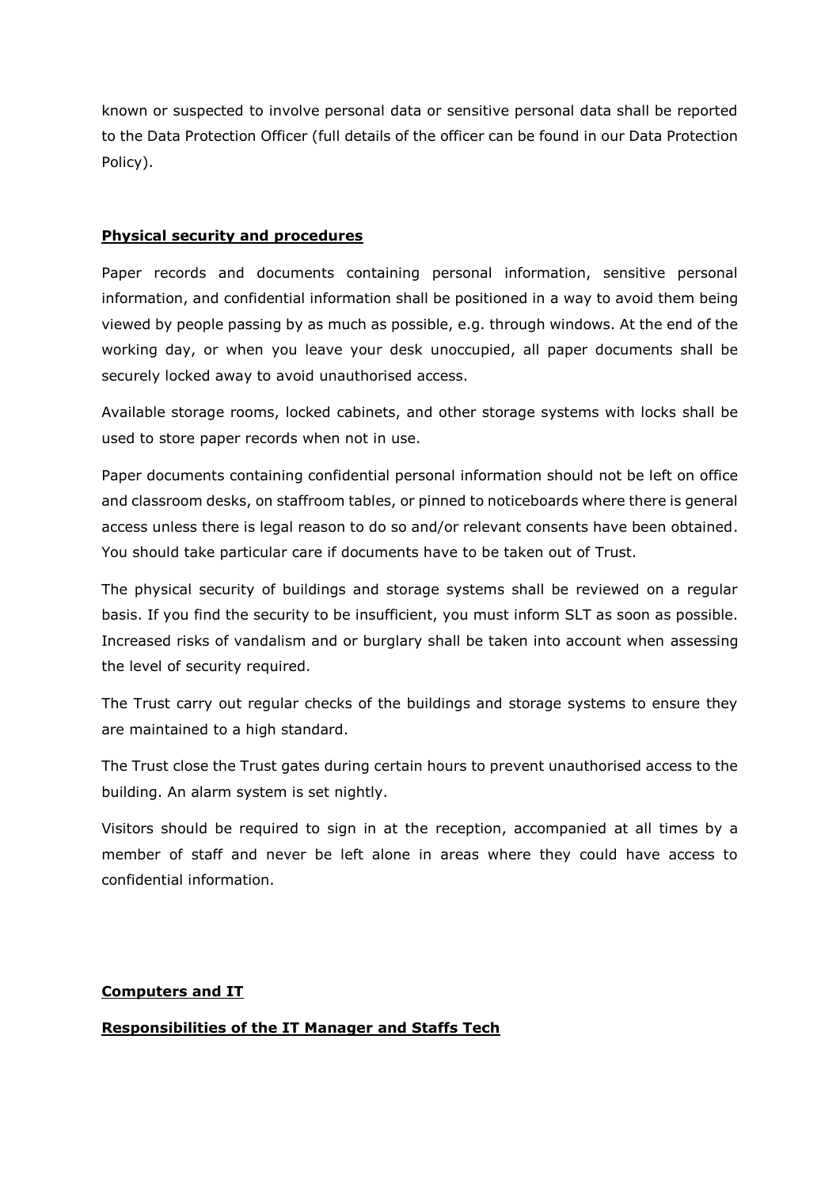known or suspected to involve personal data or sensitive personal data shall be reported to the Data Protection Officer (full details of the officer can be found in our Data Protection Policy).

## **Physical security and procedures**

Paper records and documents containing personal information, sensitive personal information, and confidential information shall be positioned in a way to avoid them being viewed by people passing by as much as possible, e.g. through windows. At the end of the working day, or when you leave your desk unoccupied, all paper documents shall be securely locked away to avoid unauthorised access.

Available storage rooms, locked cabinets, and other storage systems with locks shall be used to store paper records when not in use.

Paper documents containing confidential personal information should not be left on office and classroom desks, on staffroom tables, or pinned to noticeboards where there is general access unless there is legal reason to do so and/or relevant consents have been obtained. You should take particular care if documents have to be taken out of Trust.

The physical security of buildings and storage systems shall be reviewed on a regular basis. If you find the security to be insufficient, you must inform SLT as soon as possible. Increased risks of vandalism and or burglary shall be taken into account when assessing the level of security required.

The Trust carry out regular checks of the buildings and storage systems to ensure they are maintained to a high standard.

The Trust close the Trust gates during certain hours to prevent unauthorised access to the building. An alarm system is set nightly.

Visitors should be required to sign in at the reception, accompanied at all times by a member of staff and never be left alone in areas where they could have access to confidential information.

## **Computers and IT**

### **Responsibilities of the IT Manager and Staffs Tech**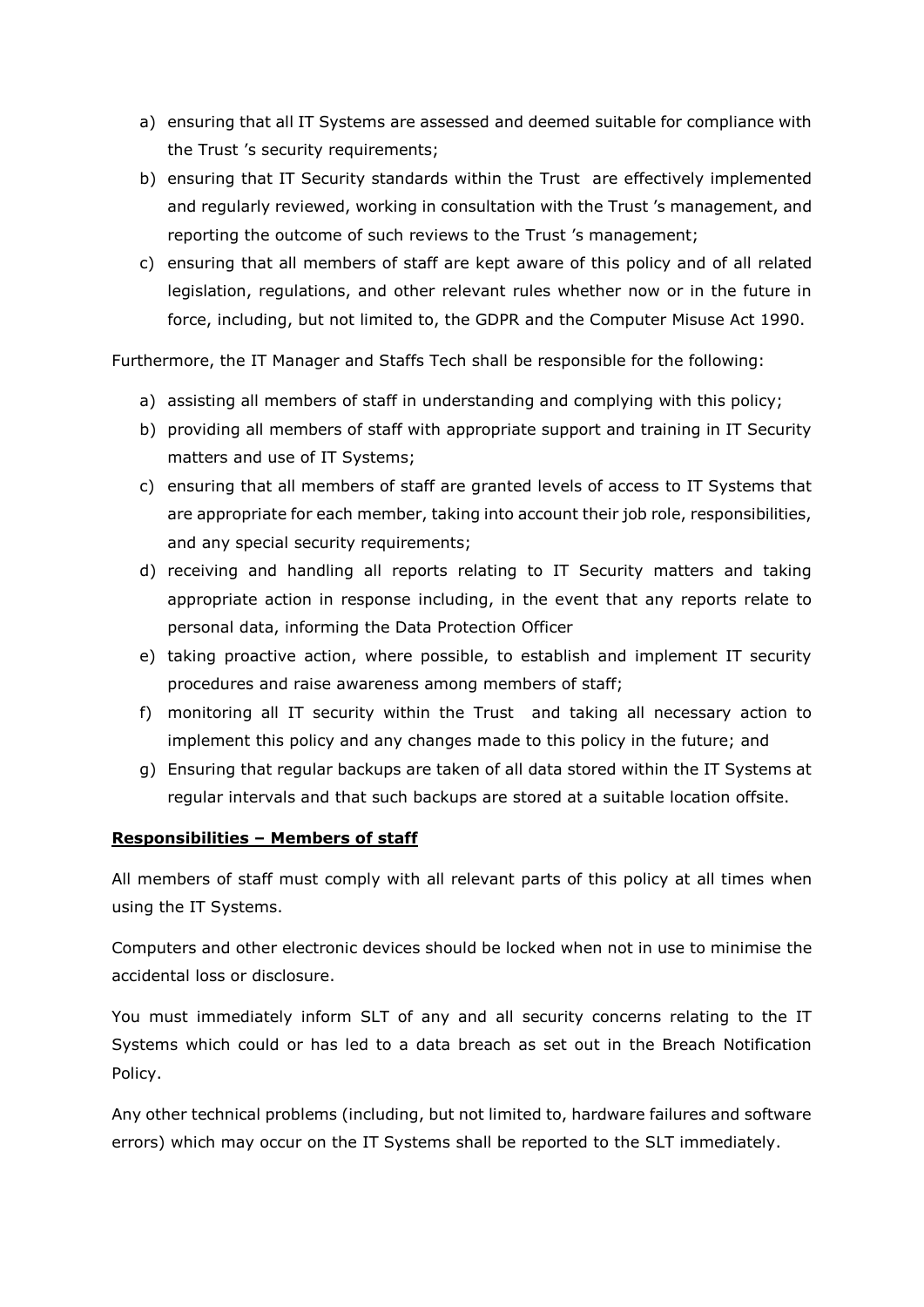a) ensuring that all IT Systems are assessed and deemed suitable for compliance with the Trust 's security requirements;
b) ensuring that IT Security standards within the Trust are effectively implemented and regularly reviewed, working in consultation with the Trust 's management, and reporting the outcome of such reviews to the Trust 's management;
c) ensuring that all members of staff are kept aware of this policy and of all related legislation, regulations, and other relevant rules whether now or in the future in force, including, but not limited to, the GDPR and the Computer Misuse Act 1990.

Furthermore, the IT Manager and Staffs Tech shall be responsible for the following:

a) assisting all members of staff in understanding and complying with this policy;
b) providing all members of staff with appropriate support and training in IT Security matters and use of IT Systems;
c) ensuring that all members of staff are granted levels of access to IT Systems that are appropriate for each member, taking into account their job role, responsibilities, and any special security requirements;
d) receiving and handling all reports relating to IT Security matters and taking appropriate action in response including, in the event that any reports relate to personal data, informing the Data Protection Officer
e) taking proactive action, where possible, to establish and implement IT security procedures and raise awareness among members of staff;
f) monitoring all IT security within the Trust and taking all necessary action to implement this policy and any changes made to this policy in the future; and
g) Ensuring that regular backups are taken of all data stored within the IT Systems at regular intervals and that such backups are stored at a suitable location offsite.

**Responsibilities – Members of staff**

All members of staff must comply with all relevant parts of this policy at all times when using the IT Systems.

Computers and other electronic devices should be locked when not in use to minimise the accidental loss or disclosure.

You must immediately inform SLT of any and all security concerns relating to the IT Systems which could or has led to a data breach as set out in the Breach Notification Policy.

Any other technical problems (including, but not limited to, hardware failures and software errors) which may occur on the IT Systems shall be reported to the SLT immediately.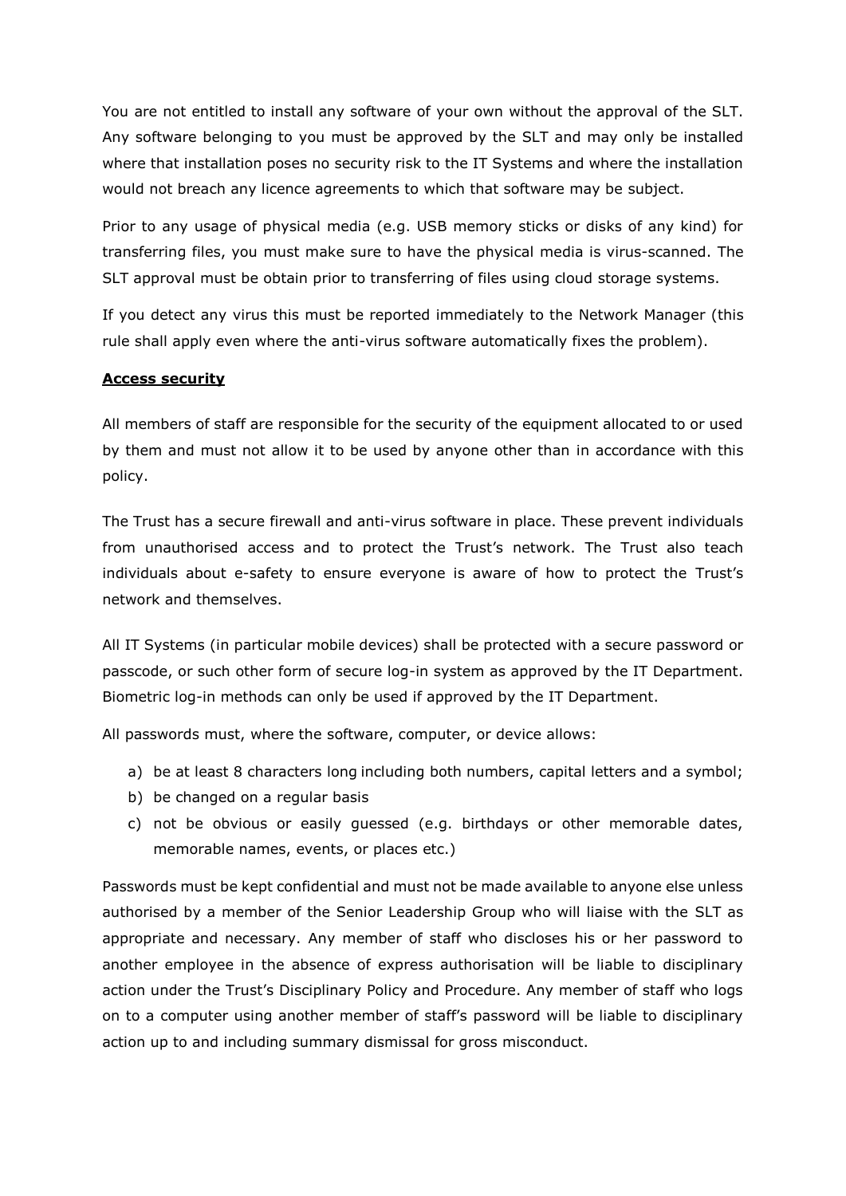You are not entitled to install any software of your own without the approval of the SLT. Any software belonging to you must be approved by the SLT and may only be installed where that installation poses no security risk to the IT Systems and where the installation would not breach any licence agreements to which that software may be subject.

Prior to any usage of physical media (e.g. USB memory sticks or disks of any kind) for transferring files, you must make sure to have the physical media is virus-scanned. The SLT approval must be obtain prior to transferring of files using cloud storage systems.

If you detect any virus this must be reported immediately to the Network Manager (this rule shall apply even where the anti-virus software automatically fixes the problem).

**Access security**

All members of staff are responsible for the security of the equipment allocated to or used by them and must not allow it to be used by anyone other than in accordance with this policy.

The Trust has a secure firewall and anti-virus software in place. These prevent individuals from unauthorised access and to protect the Trust's network. The Trust also teach individuals about e-safety to ensure everyone is aware of how to protect the Trust's network and themselves.

All IT Systems (in particular mobile devices) shall be protected with a secure password or passcode, or such other form of secure log-in system as approved by the IT Department. Biometric log-in methods can only be used if approved by the IT Department.

All passwords must, where the software, computer, or device allows:

a) be at least 8 characters long including both numbers, capital letters and a symbol;
b) be changed on a regular basis
c) not be obvious or easily guessed (e.g. birthdays or other memorable dates, memorable names, events, or places etc.)

Passwords must be kept confidential and must not be made available to anyone else unless authorised by a member of the Senior Leadership Group who will liaise with the SLT as appropriate and necessary. Any member of staff who discloses his or her password to another employee in the absence of express authorisation will be liable to disciplinary action under the Trust's Disciplinary Policy and Procedure. Any member of staff who logs on to a computer using another member of staff's password will be liable to disciplinary action up to and including summary dismissal for gross misconduct.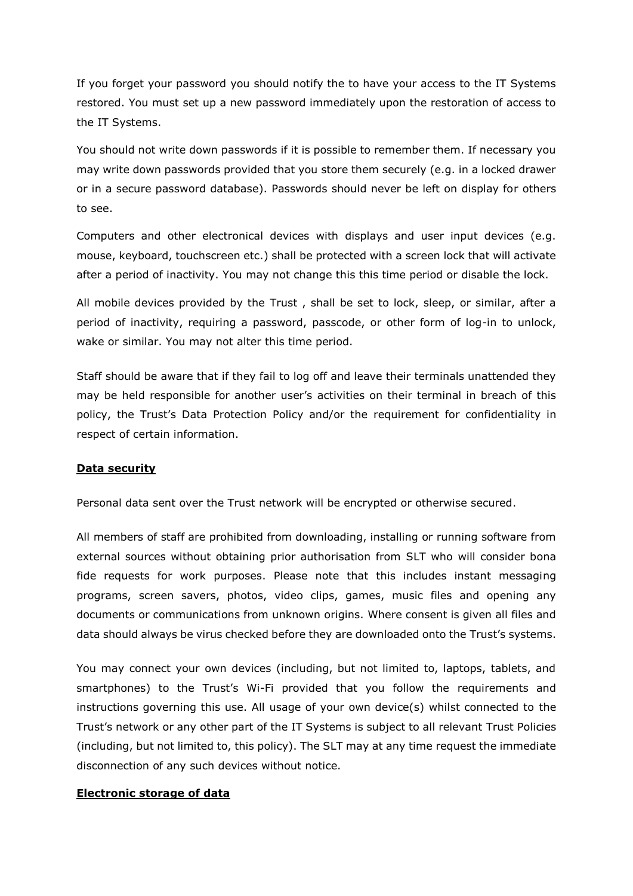If you forget your password you should notify the to have your access to the IT Systems restored. You must set up a new password immediately upon the restoration of access to the IT Systems.

You should not write down passwords if it is possible to remember them. If necessary you may write down passwords provided that you store them securely (e.g. in a locked drawer or in a secure password database). Passwords should never be left on display for others to see.

Computers and other electronical devices with displays and user input devices (e.g. mouse, keyboard, touchscreen etc.) shall be protected with a screen lock that will activate after a period of inactivity. You may not change this this time period or disable the lock.

All mobile devices provided by the Trust , shall be set to lock, sleep, or similar, after a period of inactivity, requiring a password, passcode, or other form of log-in to unlock, wake or similar. You may not alter this time period.

Staff should be aware that if they fail to log off and leave their terminals unattended they may be held responsible for another user's activities on their terminal in breach of this policy, the Trust's Data Protection Policy and/or the requirement for confidentiality in respect of certain information.

**Data security**

Personal data sent over the Trust network will be encrypted or otherwise secured.

All members of staff are prohibited from downloading, installing or running software from external sources without obtaining prior authorisation from SLT who will consider bona fide requests for work purposes. Please note that this includes instant messaging programs, screen savers, photos, video clips, games, music files and opening any documents or communications from unknown origins. Where consent is given all files and data should always be virus checked before they are downloaded onto the Trust's systems.

You may connect your own devices (including, but not limited to, laptops, tablets, and smartphones) to the Trust's Wi-Fi provided that you follow the requirements and instructions governing this use. All usage of your own device(s) whilst connected to the Trust's network or any other part of the IT Systems is subject to all relevant Trust Policies (including, but not limited to, this policy). The SLT may at any time request the immediate disconnection of any such devices without notice.

**Electronic storage of data**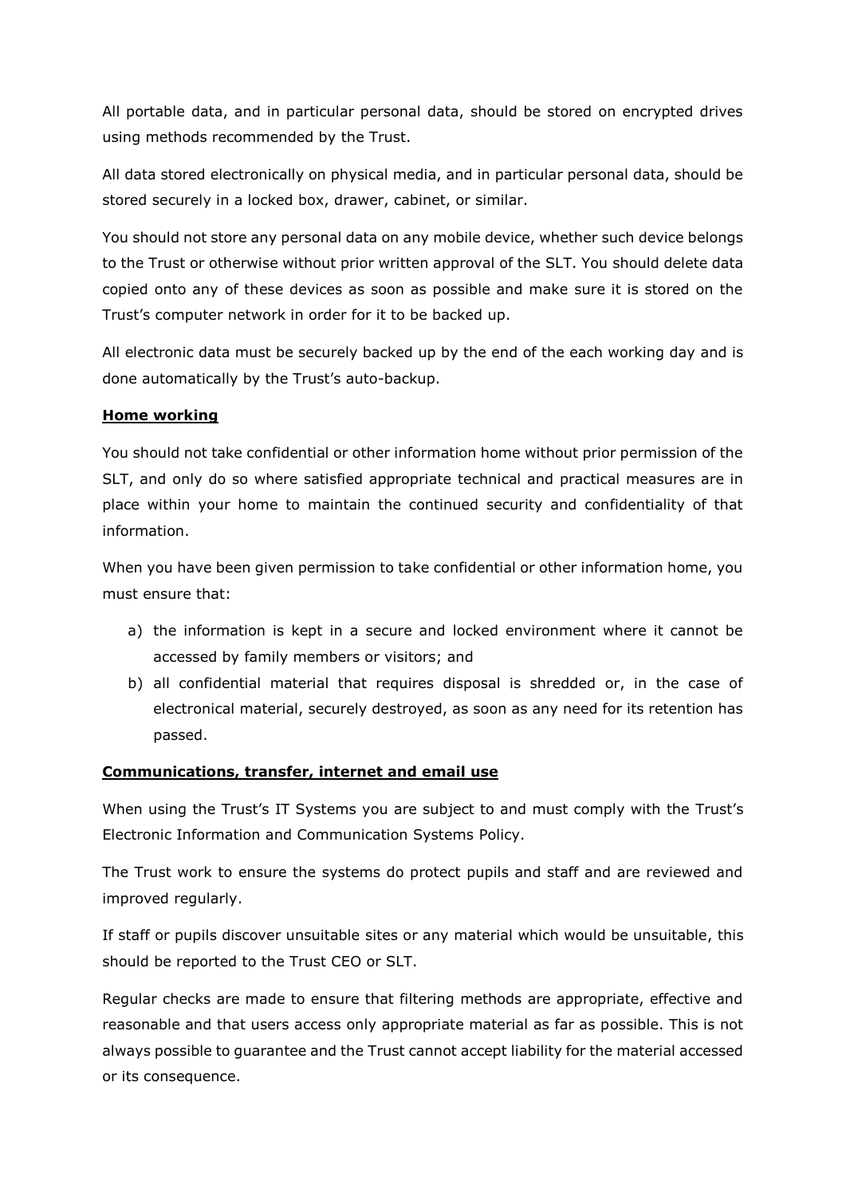All portable data, and in particular personal data, should be stored on encrypted drives using methods recommended by the Trust.

All data stored electronically on physical media, and in particular personal data, should be stored securely in a locked box, drawer, cabinet, or similar.

You should not store any personal data on any mobile device, whether such device belongs to the Trust or otherwise without prior written approval of the SLT. You should delete data copied onto any of these devices as soon as possible and make sure it is stored on the Trust's computer network in order for it to be backed up.

All electronic data must be securely backed up by the end of the each working day and is done automatically by the Trust's auto-backup.

**Home working**

You should not take confidential or other information home without prior permission of the SLT, and only do so where satisfied appropriate technical and practical measures are in place within your home to maintain the continued security and confidentiality of that information.

When you have been given permission to take confidential or other information home, you must ensure that:

a) the information is kept in a secure and locked environment where it cannot be accessed by family members or visitors; and
b) all confidential material that requires disposal is shredded or, in the case of electronical material, securely destroyed, as soon as any need for its retention has passed.

**Communications, transfer, internet and email use**

When using the Trust's IT Systems you are subject to and must comply with the Trust's Electronic Information and Communication Systems Policy.

The Trust work to ensure the systems do protect pupils and staff and are reviewed and improved regularly.

If staff or pupils discover unsuitable sites or any material which would be unsuitable, this should be reported to the Trust CEO or SLT.

Regular checks are made to ensure that filtering methods are appropriate, effective and reasonable and that users access only appropriate material as far as possible. This is not always possible to guarantee and the Trust cannot accept liability for the material accessed or its consequence.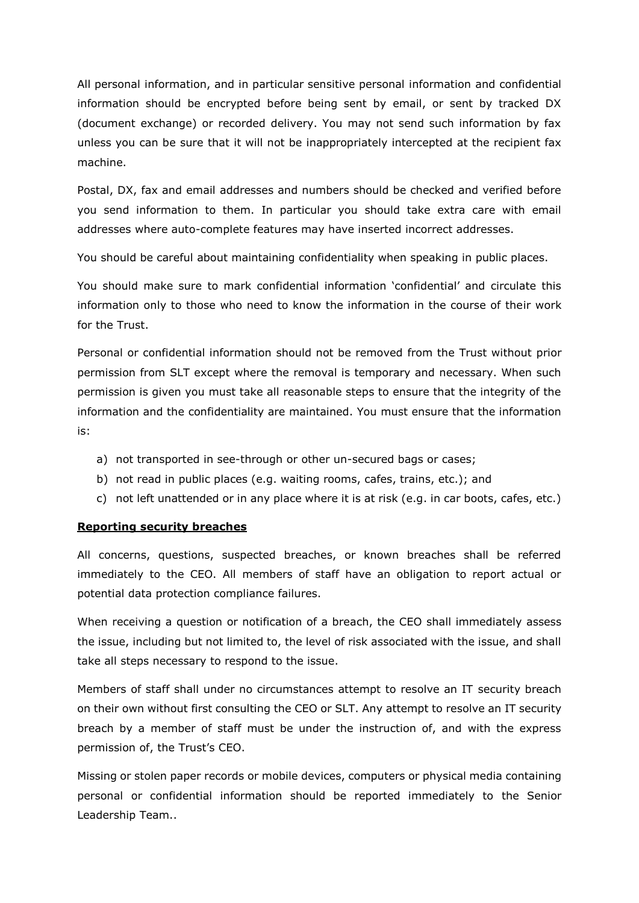All personal information, and in particular sensitive personal information and confidential information should be encrypted before being sent by email, or sent by tracked DX (document exchange) or recorded delivery. You may not send such information by fax unless you can be sure that it will not be inappropriately intercepted at the recipient fax machine.

Postal, DX, fax and email addresses and numbers should be checked and verified before you send information to them. In particular you should take extra care with email addresses where auto-complete features may have inserted incorrect addresses.

You should be careful about maintaining confidentiality when speaking in public places.

You should make sure to mark confidential information 'confidential' and circulate this information only to those who need to know the information in the course of their work for the Trust.

Personal or confidential information should not be removed from the Trust without prior permission from SLT except where the removal is temporary and necessary. When such permission is given you must take all reasonable steps to ensure that the integrity of the information and the confidentiality are maintained. You must ensure that the information is:

a) not transported in see-through or other un-secured bags or cases;
b) not read in public places (e.g. waiting rooms, cafes, trains, etc.); and
c) not left unattended or in any place where it is at risk (e.g. in car boots, cafes, etc.)

**Reporting security breaches**

All concerns, questions, suspected breaches, or known breaches shall be referred immediately to the CEO. All members of staff have an obligation to report actual or potential data protection compliance failures.

When receiving a question or notification of a breach, the CEO shall immediately assess the issue, including but not limited to, the level of risk associated with the issue, and shall take all steps necessary to respond to the issue.

Members of staff shall under no circumstances attempt to resolve an IT security breach on their own without first consulting the CEO or SLT. Any attempt to resolve an IT security breach by a member of staff must be under the instruction of, and with the express permission of, the Trust's CEO.

Missing or stolen paper records or mobile devices, computers or physical media containing personal or confidential information should be reported immediately to the Senior Leadership Team..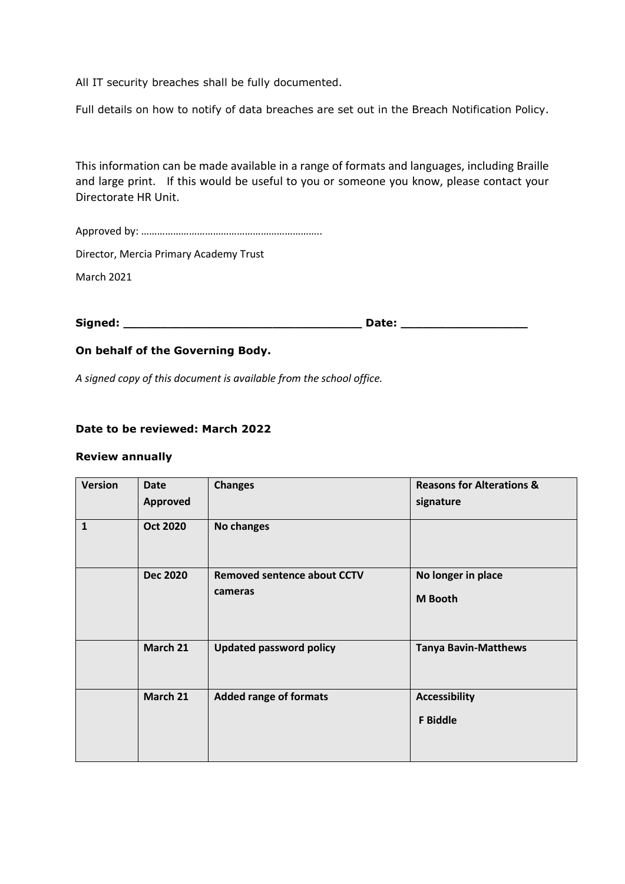All IT security breaches shall be fully documented.

Full details on how to notify of data breaches are set out in the Breach Notification Policy.

This information can be made available in a range of formats and languages, including Braille and large print. If this would be useful to you or someone you know, please contact your Directorate HR Unit.

Approved by: …………………………………………………………..

Director, Mercia Primary Academy Trust

March 2021

**Signed: _________________________________ Date: _________________**

**On behalf of the Governing Body.**

*A signed copy of this document is available from the school office.*

**Date to be reviewed: March 2022**

**Review annually**

| Version | Date Approved | Changes | Reasons for Alterations & signature |
|---|---|---|---|
| **1** | **Oct 2020** | **No changes** | |
| | **Dec 2020** | **Removed sentence about CCTV cameras** | **No longer in place**<br>**M Booth** |
| | **March 21** | **Updated password policy** | **Tanya Bavin-Matthews** |
| | **March 21** | **Added range of formats** | **Accessibility**<br>**F Biddle** |